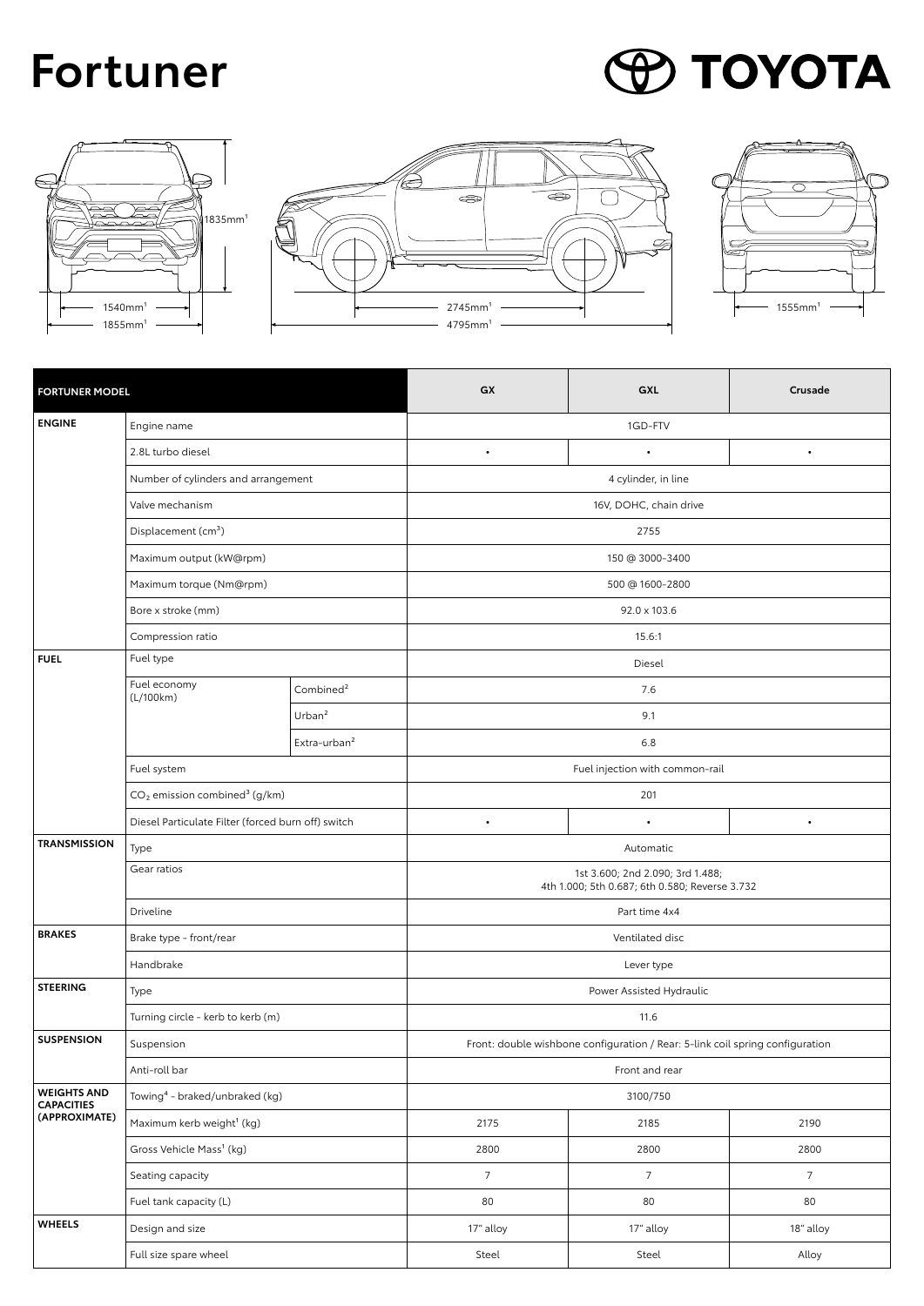# Fortuner

TOYOTA

1835mm[1]
1540mm[1]
1855mm[1]
2745mm[1]
4795mm[1]
1555mm[1]

| FORTUNER MODEL | | | GX | GXL | Crusade |
|---|---|---|---|---|---|
| **ENGINE** | Engine name | | 1GD-FTV | | |
| | 2.8L turbo diesel | | • | • | • |
| | Number of cylinders and arrangement | | 4 cylinder, in line | | |
| | Valve mechanism | | 16V, DOHC, chain drive | | |
| | Displacement ($cm^3$) | | 2755 | | |
| | Maximum output (kW@rpm) | | 150 @ 3000-3400 | | |
| | Maximum torque (Nm@rpm) | | 500 @ 1600-2800 | | |
| | Bore x stroke (mm) | | 92.0 x 103.6 | | |
| | Compression ratio | | 15.6:1 | | |
| **FUEL** | Fuel type | | Diesel | | |
| | Fuel economy (L/100km) | Combined[2] | 7.6 | | |
| | | Urban[2] | 9.1 | | |
| | | Extra-urban[2] | 6.8 | | |
| | Fuel system | | Fuel injection with common-rail | | |
| | $CO_2$ emission combined[3] (g/km) | | 201 | | |
| | Diesel Particulate Filter (forced burn off) switch | | • | • | • |
| **TRANSMISSION** | Type | | Automatic | | |
| | Gear ratios | | 1st 3.600; 2nd 2.090; 3rd 1.488; 4th 1.000; 5th 0.687; 6th 0.580; Reverse 3.732 | | |
| | Driveline | | Part time 4x4 | | |
| **BRAKES** | Brake type - front/rear | | Ventilated disc | | |
| | Handbrake | | Lever type | | |
| **STEERING** | Type | | Power Assisted Hydraulic | | |
| | Turning circle - kerb to kerb (m) | | 11.6 | | |
| **SUSPENSION** | Suspension | | Front: double wishbone configuration / Rear: 5-link coil spring configuration | | |
| | Anti-roll bar | | Front and rear | | |
| **WEIGHTS AND CAPACITIES (APPROXIMATE)** | Towing[4] - braked/unbraked (kg) | | 3100/750 | | |
| | Maximum kerb weight[1] (kg) | | 2175 | 2185 | 2190 |
| | Gross Vehicle Mass[1] (kg) | | 2800 | 2800 | 2800 |
| | Seating capacity | | 7 | 7 | 7 |
| | Fuel tank capacity (L) | | 80 | 80 | 80 |
| **WHEELS** | Design and size | | 17" alloy | 17" alloy | 18" alloy |
| | Full size spare wheel | | Steel | Steel | Alloy |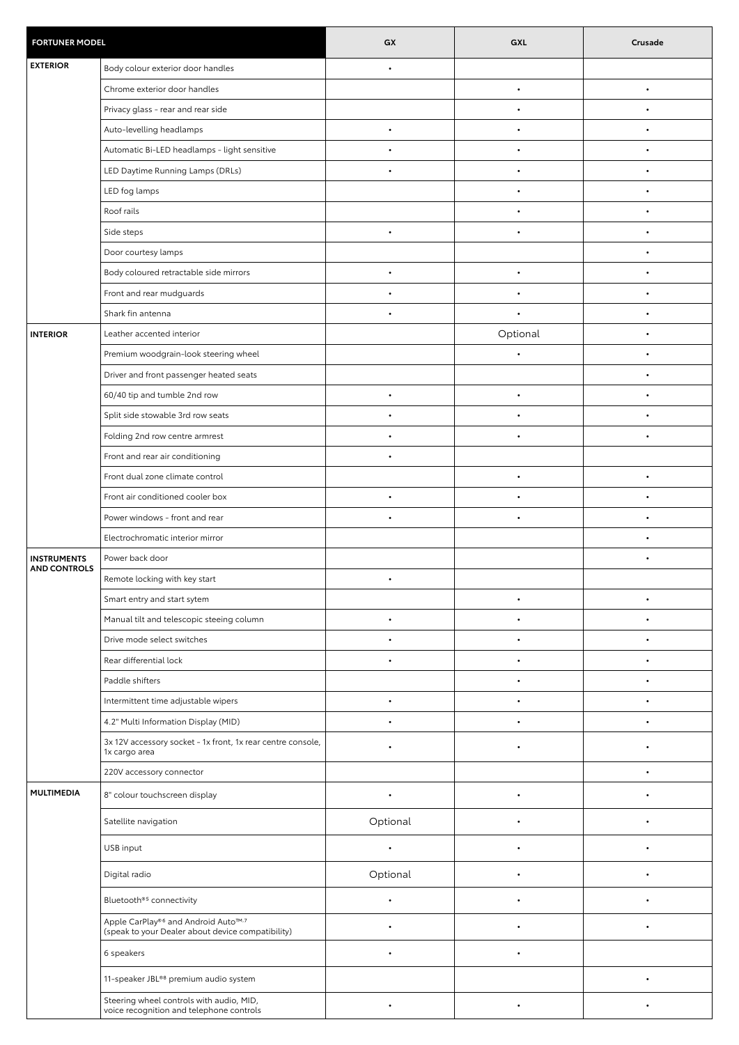| FORTUNER MODEL | | GX | GXL | Crusade |
|---|---|---|---|---|
| EXTERIOR | Body colour exterior door handles | • | | |
| | Chrome exterior door handles | | • | • |
| | Privacy glass - rear and rear side | | • | • |
| | Auto-levelling headlamps | • | • | • |
| | Automatic Bi-LED headlamps - light sensitive | • | • | • |
| | LED Daytime Running Lamps (DRLs) | • | • | • |
| | LED fog lamps | | • | • |
| | Roof rails | | • | • |
| | Side steps | • | • | • |
| | Door courtesy lamps | | | • |
| | Body coloured retractable side mirrors | • | • | • |
| | Front and rear mudguards | • | • | • |
| | Shark fin antenna | • | • | • |
| INTERIOR | Leather accented interior | | Optional | • |
| | Premium woodgrain-look steering wheel | | • | • |
| | Driver and front passenger heated seats | | | • |
| | 60/40 tip and tumble 2nd row | • | • | • |
| | Split side stowable 3rd row seats | • | • | • |
| | Folding 2nd row centre armrest | • | • | • |
| | Front and rear air conditioning | • | | |
| | Front dual zone climate control | | • | • |
| | Front air conditioned cooler box | • | • | • |
| | Power windows - front and rear | • | • | • |
| | Electrochromatic interior mirror | | | • |
| INSTRUMENTS AND CONTROLS | Power back door | | | • |
| | Remote locking with key start | • | | |
| | Smart entry and start sytem | | • | • |
| | Manual tilt and telescopic steeing column | • | • | • |
| | Drive mode select switches | • | • | • |
| | Rear differential lock | • | • | • |
| | Paddle shifters | | • | • |
| | Intermittent time adjustable wipers | • | • | • |
| | 4.2" Multi Information Display (MID) | • | • | • |
| | 3x 12V accessory socket - 1x front, 1x rear centre console, 1x cargo area | • | • | • |
| | 220V accessory connector | | | • |
| MULTIMEDIA | 8" colour touchscreen display | • | • | • |
| | Satellite navigation | Optional | • | • |
| | USB input | • | • | • |
| | Digital radio | Optional | • | • |
| | Bluetooth®[5] connectivity | • | • | • |
| | Apple CarPlay®[6] and Android Auto™[7] (speak to your Dealer about device compatibility) | • | • | • |
| | 6 speakers | • | • | |
| | 11-speaker JBL®[8] premium audio system | | | • |
| | Steering wheel controls with audio, MID, voice recognition and telephone controls | • | • | • |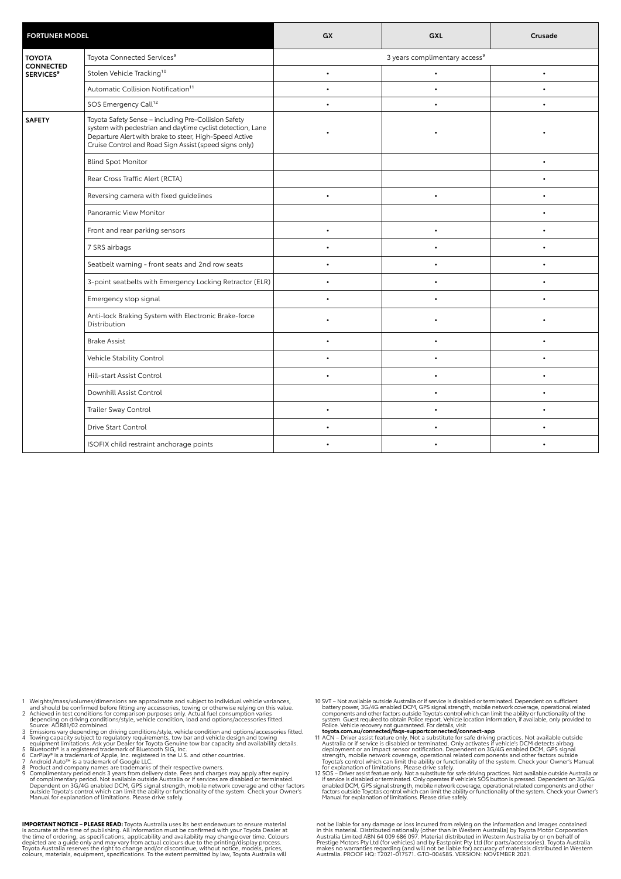| FORTUNER MODEL | | GX | GXL | Crusade |
|---|---|---|---|---|
| **TOYOTA CONNECTED SERVICES**[9] | Toyota Connected Services[9] | 3 years complimentary access[9] | | |
| | Stolen Vehicle Tracking[10] | • | • | • |
| | Automatic Collision Notification[11] | • | • | • |
| | SOS Emergency Call[12] | • | • | • |
| **SAFETY** | Toyota Safety Sense – including Pre-Collision Safety system with pedestrian and daytime cyclist detection, Lane Departure Alert with brake to steer, High-Speed Active Cruise Control and Road Sign Assist (speed signs only) | • | • | • |
| | Blind Spot Monitor | | | • |
| | Rear Cross Traffic Alert (RCTA) | | | • |
| | Reversing camera with fixed guidelines | • | • | • |
| | Panoramic View Monitor | | | • |
| | Front and rear parking sensors | • | • | • |
| | 7 SRS airbags | • | • | • |
| | Seatbelt warning - front seats and 2nd row seats | • | • | • |
| | 3-point seatbelts with Emergency Locking Retractor (ELR) | • | • | • |
| | Emergency stop signal | • | • | • |
| | Anti-lock Braking System with Electronic Brake-force Distribution | • | • | • |
| | Brake Assist | • | • | • |
| | Vehicle Stability Control | • | • | • |
| | Hill-start Assist Control | • | • | • |
| | Downhill Assist Control | | • | • |
| | Trailer Sway Control | • | • | • |
| | Drive Start Control | • | • | • |
| | ISOFIX child restraint anchorage points | • | • | • |

1 Weights/mass/volumes/dimensions are approximate and subject to individual vehicle variances, and should be confirmed before fitting any accessories, towing or otherwise relying on this value.
2 Achieved in test conditions for comparison purposes only. Actual fuel consumption varies depending on driving conditions/style, vehicle condition, load and options/accessories fitted. Source: ADR81/02 combined.
3 Emissions vary depending on driving conditions/style, vehicle condition and options/accessories fitted.
4 Towing capacity subject to regulatory requirements, tow bar and vehicle design and towing equipment limitations. Ask your Dealer for Toyota Genuine tow bar capacity and availability details.
5 Bluetooth® is a registered trademark of Bluetooth SIG, Inc.
6 CarPlay® is a trademark of Apple, Inc. registered in the U.S. and other countries.
7 Android Auto™ is a trademark of Google LLC.
8 Product and company names are trademarks of their respective owners.
9 Complimentary period ends 3 years from delivery date. Fees and charges may apply after expiry of complimentary period. Not available outside Australia or if services are disabled or terminated. Dependent on 3G/4G enabled DCM, GPS signal strength, mobile network coverage and other factors outside Toyota's control which can limit the ability or functionality of the system. Check your Owner's Manual for explanation of limitations. Please drive safely.
10 SVT – Not available outside Australia or if service is disabled or terminated. Dependent on sufficient battery power, 3G/4G enabled DCM, GPS signal strength, mobile network coverage, operational related components and other factors outside Toyota's control which can limit the ability or functionality of the system. Guest required to obtain Police report. Vehicle location information, if available, only provided to Police. Vehicle recovery not guaranteed. For details, visit **toyota.com.au/connected/faqs-supportconnected/connect-app**
11 ACN – Driver assist feature only. Not a substitute for safe driving practices. Not available outside Australia or if service is disabled or terminated. Only activates if vehicle's DCM detects airbag deployment or an impact sensor notification. Dependent on 3G/4G enabled DCM, GPS signal strength, mobile network coverage, operational related components and other factors outside Toyota's control which can limit the ability or functionality of the system. Check your Owner's Manual for explanation of limitations. Please drive safely.
12 SOS – Driver assist feature only. Not a substitute for safe driving practices. Not available outside Australia or if service is disabled or terminated. Only operates if vehicle's SOS button is pressed. Dependent on 3G/4G enabled DCM, GPS signal strength, mobile network coverage, operational related components and other factors outside Toyota's control which can limit the ability or functionality of the system. Check your Owner's Manual for explanation of limitations. Please drive safely.

**IMPORTANT NOTICE – PLEASE READ:** Toyota Australia uses its best endeavours to ensure material is accurate at the time of publishing. All information must be confirmed with your Toyota Dealer at the time of ordering, as specifications, applicability and availability may change over time. Colours depicted are a guide only and may vary from actual colours due to the printing/display process. Toyota Australia reserves the right to change and/or discontinue, without notice, models, prices, colours, materials, equipment, specifications. To the extent permitted by law, Toyota Australia will not be liable for any damage or loss incurred from relying on the information and images contained in this material. Distributed nationally (other than in Western Australia) by Toyota Motor Corporation Australia Limited ABN 64 009 686 097. Material distributed in Western Australia by or on behalf of Prestige Motors Pty Ltd (for vehicles) and by Eastpoint Pty Ltd (for parts/accessories). Toyota Australia makes no warranties regarding (and will not be liable for) accuracy of materials distributed in Western Australia. PROOF HQ: T2021-017571. GTO-004585. VERSION: NOVEMBER 2021.